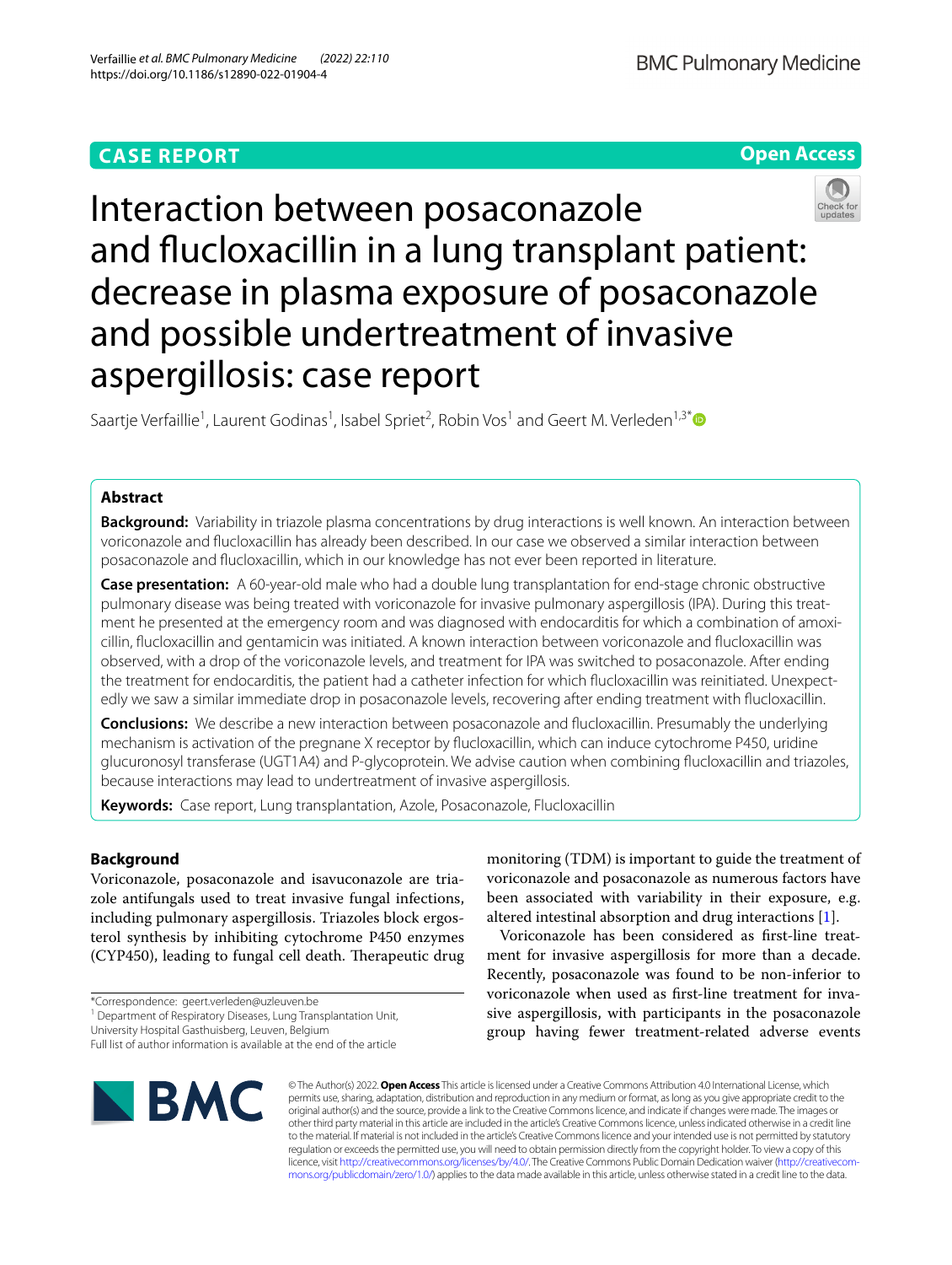CASE REPORT

Open Access

# Interaction between posaconazole and flucloxacillin in a lung transplant patient: decrease in plasma exposure of posaconazole and possible undertreatment of invasive aspergillosis: case report

Saartje Verfaillie[1], Laurent Godinas[1], Isabel Spriet[2], Robin Vos[1] and Geert M. Verleden[1,3]*

## Abstract

**Background:** Variability in triazole plasma concentrations by drug interactions is well known. An interaction between voriconazole and flucloxacillin has already been described. In our case we observed a similar interaction between posaconazole and flucloxacillin, which in our knowledge has not ever been reported in literature.

**Case presentation:** A 60-year-old male who had a double lung transplantation for end-stage chronic obstructive pulmonary disease was being treated with voriconazole for invasive pulmonary aspergillosis (IPA). During this treatment he presented at the emergency room and was diagnosed with endocarditis for which a combination of amoxicillin, flucloxacillin and gentamicin was initiated. A known interaction between voriconazole and flucloxacillin was observed, with a drop of the voriconazole levels, and treatment for IPA was switched to posaconazole. After ending the treatment for endocarditis, the patient had a catheter infection for which flucloxacillin was reinitiated. Unexpectedly we saw a similar immediate drop in posaconazole levels, recovering after ending treatment with flucloxacillin.

**Conclusions:** We describe a new interaction between posaconazole and flucloxacillin. Presumably the underlying mechanism is activation of the pregnane X receptor by flucloxacillin, which can induce cytochrome P450, uridine glucuronosyl transferase (UGT1A4) and P-glycoprotein. We advise caution when combining flucloxacillin and triazoles, because interactions may lead to undertreatment of invasive aspergillosis.

**Keywords:** Case report, Lung transplantation, Azole, Posaconazole, Flucloxacillin

## Background

Voriconazole, posaconazole and isavuconazole are triazole antifungals used to treat invasive fungal infections, including pulmonary aspergillosis. Triazoles block ergosterol synthesis by inhibiting cytochrome P450 enzymes (CYP450), leading to fungal cell death. Therapeutic drug monitoring (TDM) is important to guide the treatment of voriconazole and posaconazole as numerous factors have been associated with variability in their exposure, e.g. altered intestinal absorption and drug interactions [1].

Voriconazole has been considered as first-line treatment for invasive aspergillosis for more than a decade. Recently, posaconazole was found to be non-inferior to voriconazole when used as first-line treatment for invasive aspergillosis, with participants in the posaconazole group having fewer treatment-related adverse events

*Correspondence: geert.verleden@uzleuven.be
[1] Department of Respiratory Diseases, Lung Transplantation Unit, University Hospital Gasthuisberg, Leuven, Belgium
Full list of author information is available at the end of the article

© The Author(s) 2022. **Open Access** This article is licensed under a Creative Commons Attribution 4.0 International License, which permits use, sharing, adaptation, distribution and reproduction in any medium or format, as long as you give appropriate credit to the original author(s) and the source, provide a link to the Creative Commons licence, and indicate if changes were made. The images or other third party material in this article are included in the article's Creative Commons licence, unless indicated otherwise in a credit line to the material. If material is not included in the article's Creative Commons licence and your intended use is not permitted by statutory regulation or exceeds the permitted use, you will need to obtain permission directly from the copyright holder. To view a copy of this licence, visit http://creativecommons.org/licenses/by/4.0/. The Creative Commons Public Domain Dedication waiver (http://creativecommons.org/publicdomain/zero/1.0/) applies to the data made available in this article, unless otherwise stated in a credit line to the data.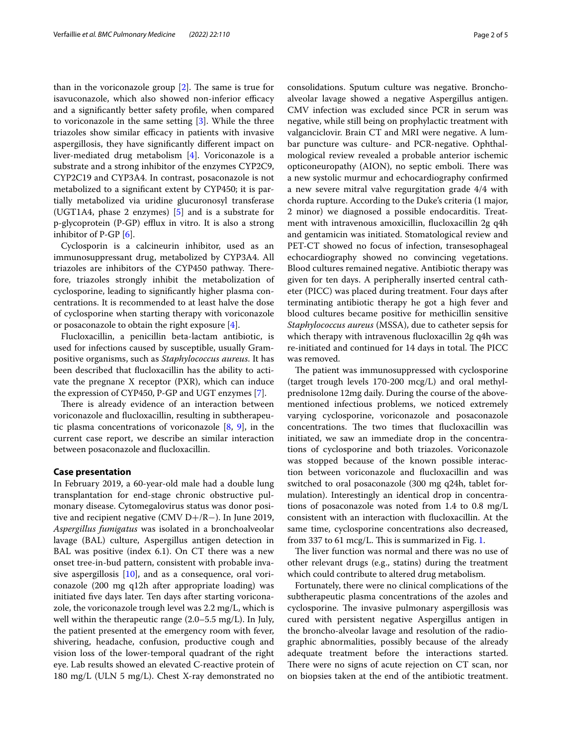than in the voriconazole group [2]. The same is true for isavuconazole, which also showed non-inferior efficacy and a significantly better safety profile, when compared to voriconazole in the same setting [3]. While the three triazoles show similar efficacy in patients with invasive aspergillosis, they have significantly different impact on liver-mediated drug metabolism [4]. Voriconazole is a substrate and a strong inhibitor of the enzymes CYP2C9, CYP2C19 and CYP3A4. In contrast, posaconazole is not metabolized to a significant extent by CYP450; it is partially metabolized via uridine glucuronosyl transferase (UGT1A4, phase 2 enzymes) [5] and is a substrate for p-glycoprotein (P-GP) efflux in vitro. It is also a strong inhibitor of P-GP [6].

Cyclosporin is a calcineurin inhibitor, used as an immunosuppressant drug, metabolized by CYP3A4. All triazoles are inhibitors of the CYP450 pathway. Therefore, triazoles strongly inhibit the metabolization of cyclosporine, leading to significantly higher plasma concentrations. It is recommended to at least halve the dose of cyclosporine when starting therapy with voriconazole or posaconazole to obtain the right exposure [4].

Flucloxacillin, a penicillin beta-lactam antibiotic, is used for infections caused by susceptible, usually Gram-positive organisms, such as *Staphylococcus aureus*. It has been described that flucloxacillin has the ability to activate the pregnane X receptor (PXR), which can induce the expression of CYP450, P-GP and UGT enzymes [7].

There is already evidence of an interaction between voriconazole and flucloxacillin, resulting in subtherapeutic plasma concentrations of voriconazole [8, 9], in the current case report, we describe an similar interaction between posaconazole and flucloxacillin.

## Case presentation

In February 2019, a 60-year-old male had a double lung transplantation for end-stage chronic obstructive pulmonary disease. Cytomegalovirus status was donor positive and recipient negative (CMV D+/R−). In June 2019, *Aspergillus fumigatus* was isolated in a bronchoalveolar lavage (BAL) culture, Aspergillus antigen detection in BAL was positive (index 6.1). On CT there was a new onset tree-in-bud pattern, consistent with probable invasive aspergillosis [10], and as a consequence, oral voriconazole (200 mg q12h after appropriate loading) was initiated five days later. Ten days after starting voriconazole, the voriconazole trough level was 2.2 mg/L, which is well within the therapeutic range (2.0–5.5 mg/L). In July, the patient presented at the emergency room with fever, shivering, headache, confusion, productive cough and vision loss of the lower-temporal quadrant of the right eye. Lab results showed an elevated C-reactive protein of 180 mg/L (ULN 5 mg/L). Chest X-ray demonstrated no consolidations. Sputum culture was negative. Bronchoalveolar lavage showed a negative Aspergillus antigen. CMV infection was excluded since PCR in serum was negative, while still being on prophylactic treatment with valganciclovir. Brain CT and MRI were negative. A lumbar puncture was culture- and PCR-negative. Ophthalmological review revealed a probable anterior ischemic opticoneuropathy (AION), no septic emboli. There was a new systolic murmur and echocardiography confirmed a new severe mitral valve regurgitation grade 4/4 with chorda rupture. According to the Duke's criteria (1 major, 2 minor) we diagnosed a possible endocarditis. Treatment with intravenous amoxicillin, flucloxacillin 2g q4h and gentamicin was initiated. Stomatological review and PET-CT showed no focus of infection, transesophageal echocardiography showed no convincing vegetations. Blood cultures remained negative. Antibiotic therapy was given for ten days. A peripherally inserted central catheter (PICC) was placed during treatment. Four days after terminating antibiotic therapy he got a high fever and blood cultures became positive for methicillin sensitive *Staphylococcus aureus* (MSSA), due to catheter sepsis for which therapy with intravenous flucloxacillin 2g q4h was re-initiated and continued for 14 days in total. The PICC was removed.

The patient was immunosuppressed with cyclosporine (target trough levels 170-200 mcg/L) and oral methylprednisolone 12mg daily. During the course of the above-mentioned infectious problems, we noticed extremely varying cyclosporine, voriconazole and posaconazole concentrations. The two times that flucloxacillin was initiated, we saw an immediate drop in the concentrations of cyclosporine and both triazoles. Voriconazole was stopped because of the known possible interaction between voriconazole and flucloxacillin and was switched to oral posaconazole (300 mg q24h, tablet formulation). Interestingly an identical drop in concentrations of posaconazole was noted from 1.4 to 0.8 mg/L consistent with an interaction with flucloxacillin. At the same time, cyclosporine concentrations also decreased, from 337 to 61 mcg/L. This is summarized in Fig. 1.

The liver function was normal and there was no use of other relevant drugs (e.g., statins) during the treatment which could contribute to altered drug metabolism.

Fortunately, there were no clinical complications of the subtherapeutic plasma concentrations of the azoles and cyclosporine. The invasive pulmonary aspergillosis was cured with persistent negative Aspergillus antigen in the broncho-alveolar lavage and resolution of the radiographic abnormalities, possibly because of the already adequate treatment before the interactions started. There were no signs of acute rejection on CT scan, nor on biopsies taken at the end of the antibiotic treatment.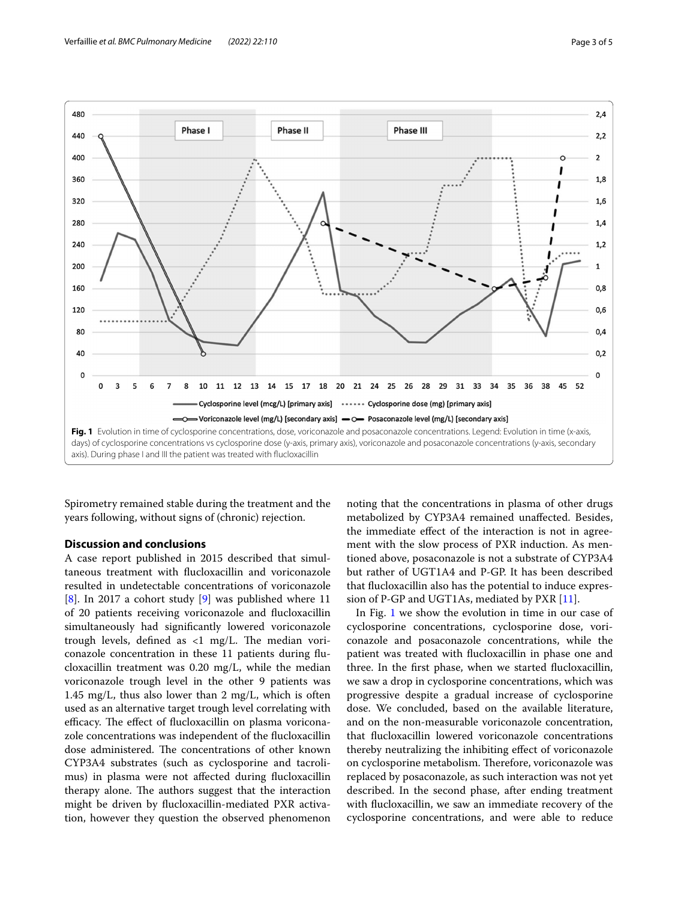**Fig. 1** Evolution in time of cyclosporine concentrations, dose, voriconazole and posaconazole concentrations. Legend: Evolution in time (x-axis, days) of cyclosporine concentrations vs cyclosporine dose (y-axis, primary axis), voriconazole and posaconazole concentrations (y-axis, secondary axis). During phase I and III the patient was treated with flucloxacillin

Spirometry remained stable during the treatment and the years following, without signs of (chronic) rejection.

## Discussion and conclusions

A case report published in 2015 described that simultaneous treatment with flucloxacillin and voriconazole resulted in undetectable concentrations of voriconazole [8]. In 2017 a cohort study [9] was published where 11 of 20 patients receiving voriconazole and flucloxacillin simultaneously had significantly lowered voriconazole trough levels, defined as <1 mg/L. The median voriconazole concentration in these 11 patients during flucloxacillin treatment was 0.20 mg/L, while the median voriconazole trough level in the other 9 patients was 1.45 mg/L, thus also lower than 2 mg/L, which is often used as an alternative target trough level correlating with efficacy. The effect of flucloxacillin on plasma voriconazole concentrations was independent of the flucloxacillin dose administered. The concentrations of other known CYP3A4 substrates (such as cyclosporine and tacrolimus) in plasma were not affected during flucloxacillin therapy alone. The authors suggest that the interaction might be driven by flucloxacillin-mediated PXR activation, however they question the observed phenomenon noting that the concentrations in plasma of other drugs metabolized by CYP3A4 remained unaffected. Besides, the immediate effect of the interaction is not in agreement with the slow process of PXR induction. As mentioned above, posaconazole is not a substrate of CYP3A4 but rather of UGT1A4 and P-GP. It has been described that flucloxacillin also has the potential to induce expression of P-GP and UGT1As, mediated by PXR [11].

In Fig. 1 we show the evolution in time in our case of cyclosporine concentrations, cyclosporine dose, voriconazole and posaconazole concentrations, while the patient was treated with flucloxacillin in phase one and three. In the first phase, when we started flucloxacillin, we saw a drop in cyclosporine concentrations, which was progressive despite a gradual increase of cyclosporine dose. We concluded, based on the available literature, and on the non-measurable voriconazole concentration, that flucloxacillin lowered voriconazole concentrations thereby neutralizing the inhibiting effect of voriconazole on cyclosporine metabolism. Therefore, voriconazole was replaced by posaconazole, as such interaction was not yet described. In the second phase, after ending treatment with flucloxacillin, we saw an immediate recovery of the cyclosporine concentrations, and were able to reduce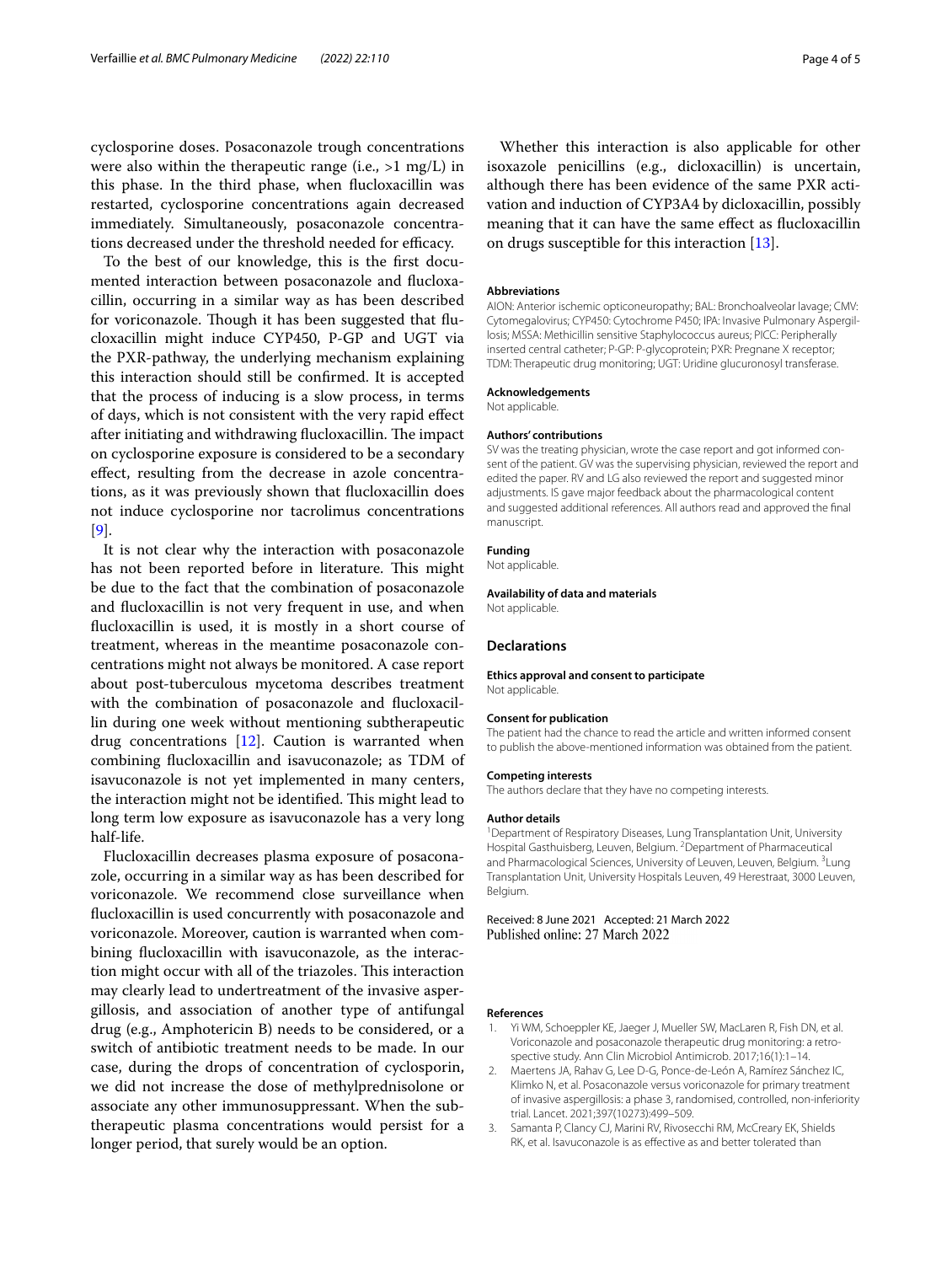cyclosporine doses. Posaconazole trough concentrations were also within the therapeutic range (i.e., >1 mg/L) in this phase. In the third phase, when flucloxacillin was restarted, cyclosporine concentrations again decreased immediately. Simultaneously, posaconazole concentrations decreased under the threshold needed for efficacy.

To the best of our knowledge, this is the first documented interaction between posaconazole and flucloxacillin, occurring in a similar way as has been described for voriconazole. Though it has been suggested that flucloxacillin might induce CYP450, P-GP and UGT via the PXR-pathway, the underlying mechanism explaining this interaction should still be confirmed. It is accepted that the process of inducing is a slow process, in terms of days, which is not consistent with the very rapid effect after initiating and withdrawing flucloxacillin. The impact on cyclosporine exposure is considered to be a secondary effect, resulting from the decrease in azole concentrations, as it was previously shown that flucloxacillin does not induce cyclosporine nor tacrolimus concentrations [9].

It is not clear why the interaction with posaconazole has not been reported before in literature. This might be due to the fact that the combination of posaconazole and flucloxacillin is not very frequent in use, and when flucloxacillin is used, it is mostly in a short course of treatment, whereas in the meantime posaconazole concentrations might not always be monitored. A case report about post-tuberculous mycetoma describes treatment with the combination of posaconazole and flucloxacillin during one week without mentioning subtherapeutic drug concentrations [12]. Caution is warranted when combining flucloxacillin and isavuconazole; as TDM of isavuconazole is not yet implemented in many centers, the interaction might not be identified. This might lead to long term low exposure as isavuconazole has a very long half-life.

Flucloxacillin decreases plasma exposure of posaconazole, occurring in a similar way as has been described for voriconazole. We recommend close surveillance when flucloxacillin is used concurrently with posaconazole and voriconazole. Moreover, caution is warranted when combining flucloxacillin with isavuconazole, as the interaction might occur with all of the triazoles. This interaction may clearly lead to undertreatment of the invasive aspergillosis, and association of another type of antifungal drug (e.g., Amphotericin B) needs to be considered, or a switch of antibiotic treatment needs to be made. In our case, during the drops of concentration of cyclosporin, we did not increase the dose of methylprednisolone or associate any other immunosuppressant. When the subtherapeutic plasma concentrations would persist for a longer period, that surely would be an option.

Whether this interaction is also applicable for other isoxazole penicillins (e.g., dicloxacillin) is uncertain, although there has been evidence of the same PXR activation and induction of CYP3A4 by dicloxacillin, possibly meaning that it can have the same effect as flucloxacillin on drugs susceptible for this interaction [13].

#### Abbreviations

AION: Anterior ischemic opticoneuropathy; BAL: Bronchoalveolar lavage; CMV: Cytomegalovirus; CYP450: Cytochrome P450; IPA: Invasive Pulmonary Aspergillosis; MSSA: Methicillin sensitive Staphylococcus aureus; PICC: Peripherally inserted central catheter; P-GP: P-glycoprotein; PXR: Pregnane X receptor; TDM: Therapeutic drug monitoring; UGT: Uridine glucuronosyl transferase.

#### Acknowledgements

Not applicable.

#### Authors' contributions

SV was the treating physician, wrote the case report and got informed consent of the patient. GV was the supervising physician, reviewed the report and edited the paper. RV and LG also reviewed the report and suggested minor adjustments. IS gave major feedback about the pharmacological content and suggested additional references. All authors read and approved the final manuscript.

#### Funding

Not applicable.

#### Availability of data and materials

Not applicable.

### Declarations

#### Ethics approval and consent to participate

Not applicable.

#### Consent for publication

The patient had the chance to read the article and written informed consent to publish the above-mentioned information was obtained from the patient.

#### Competing interests

The authors declare that they have no competing interests.

#### Author details

[1] Department of Respiratory Diseases, Lung Transplantation Unit, University Hospital Gasthuisberg, Leuven, Belgium. [2] Department of Pharmaceutical and Pharmacological Sciences, University of Leuven, Leuven, Belgium. [3] Lung Transplantation Unit, University Hospitals Leuven, 49 Herestraat, 3000 Leuven, Belgium.

Received: 8 June 2021 Accepted: 21 March 2022
Published online: 27 March 2022

#### References

1. Yi WM, Schoeppler KE, Jaeger J, Mueller SW, MacLaren R, Fish DN, et al. Voriconazole and posaconazole therapeutic drug monitoring: a retrospective study. Ann Clin Microbiol Antimicrob. 2017;16(1):1–14.
2. Maertens JA, Rahav G, Lee D-G, Ponce-de-León A, Ramírez Sánchez IC, Klimko N, et al. Posaconazole versus voriconazole for primary treatment of invasive aspergillosis: a phase 3, randomised, controlled, non-inferiority trial. Lancet. 2021;397(10273):499–509.
3. Samanta P, Clancy CJ, Marini RV, Rivosecchi RM, McCreary EK, Shields RK, et al. Isavuconazole is as effective as and better tolerated than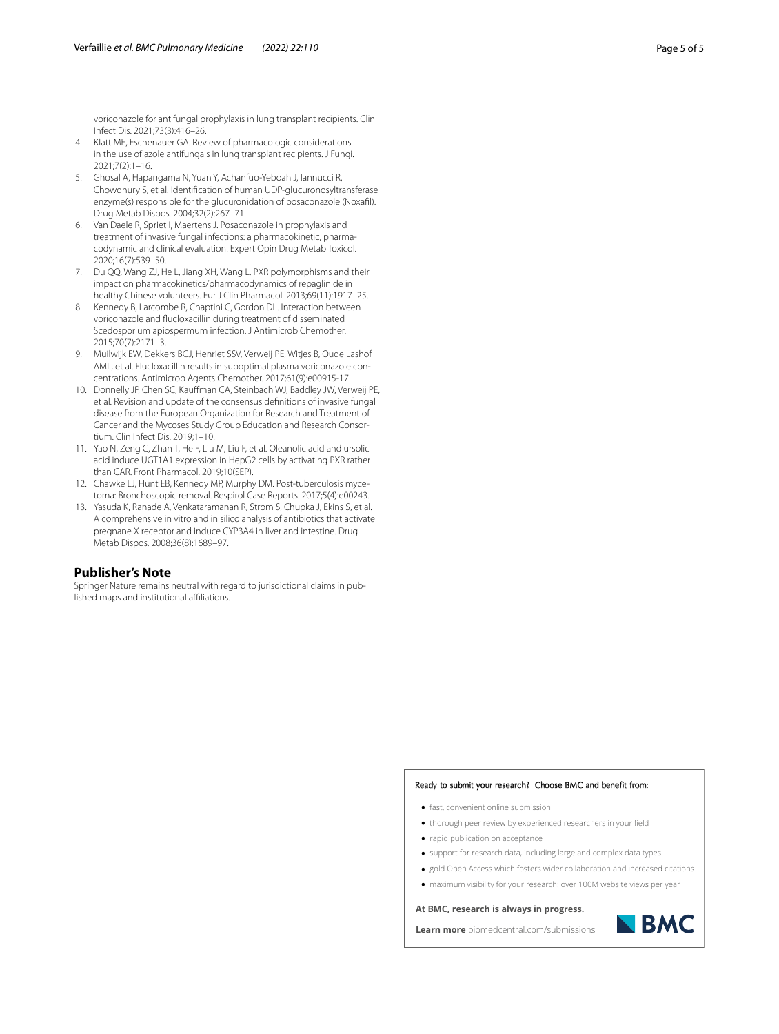voriconazole for antifungal prophylaxis in lung transplant recipients. Clin Infect Dis. 2021;73(3):416–26.

4. Klatt ME, Eschenauer GA. Review of pharmacologic considerations in the use of azole antifungals in lung transplant recipients. J Fungi. 2021;7(2):1–16.
5. Ghosal A, Hapangama N, Yuan Y, Achanfuo-Yeboah J, Iannucci R, Chowdhury S, et al. Identification of human UDP-glucuronosyltransferase enzyme(s) responsible for the glucuronidation of posaconazole (Noxafil). Drug Metab Dispos. 2004;32(2):267–71.
6. Van Daele R, Spriet I, Maertens J. Posaconazole in prophylaxis and treatment of invasive fungal infections: a pharmacokinetic, pharmacodynamic and clinical evaluation. Expert Opin Drug Metab Toxicol. 2020;16(7):539–50.
7. Du QQ, Wang ZJ, He L, Jiang XH, Wang L. PXR polymorphisms and their impact on pharmacokinetics/pharmacodynamics of repaglinide in healthy Chinese volunteers. Eur J Clin Pharmacol. 2013;69(11):1917–25.
8. Kennedy B, Larcombe R, Chaptini C, Gordon DL. Interaction between voriconazole and flucloxacillin during treatment of disseminated Scedosporium apiospermum infection. J Antimicrob Chemother. 2015;70(7):2171–3.
9. Muilwijk EW, Dekkers BGJ, Henriet SSV, Verweij PE, Witjes B, Oude Lashof AML, et al. Flucloxacillin results in suboptimal plasma voriconazole concentrations. Antimicrob Agents Chemother. 2017;61(9):e00915-17.
10. Donnelly JP, Chen SC, Kauffman CA, Steinbach WJ, Baddley JW, Verweij PE, et al. Revision and update of the consensus definitions of invasive fungal disease from the European Organization for Research and Treatment of Cancer and the Mycoses Study Group Education and Research Consortium. Clin Infect Dis. 2019;1–10.
11. Yao N, Zeng C, Zhan T, He F, Liu M, Liu F, et al. Oleanolic acid and ursolic acid induce UGT1A1 expression in HepG2 cells by activating PXR rather than CAR. Front Pharmacol. 2019;10(SEP).
12. Chawke LJ, Hunt EB, Kennedy MP, Murphy DM. Post-tuberculosis mycetoma: Bronchoscopic removal. Respirol Case Reports. 2017;5(4):e00243.
13. Yasuda K, Ranade A, Venkataramanan R, Strom S, Chupka J, Ekins S, et al. A comprehensive in vitro and in silico analysis of antibiotics that activate pregnane X receptor and induce CYP3A4 in liver and intestine. Drug Metab Dispos. 2008;36(8):1689–97.

## Publisher's Note

Springer Nature remains neutral with regard to jurisdictional claims in published maps and institutional affiliations.

Ready to submit your research? Choose BMC and benefit from:

- fast, convenient online submission
- thorough peer review by experienced researchers in your field
- rapid publication on acceptance
- support for research data, including large and complex data types
- gold Open Access which fosters wider collaboration and increased citations
- maximum visibility for your research: over 100M website views per year

**At BMC, research is always in progress.**

**Learn more** biomedcentral.com/submissions

BMC